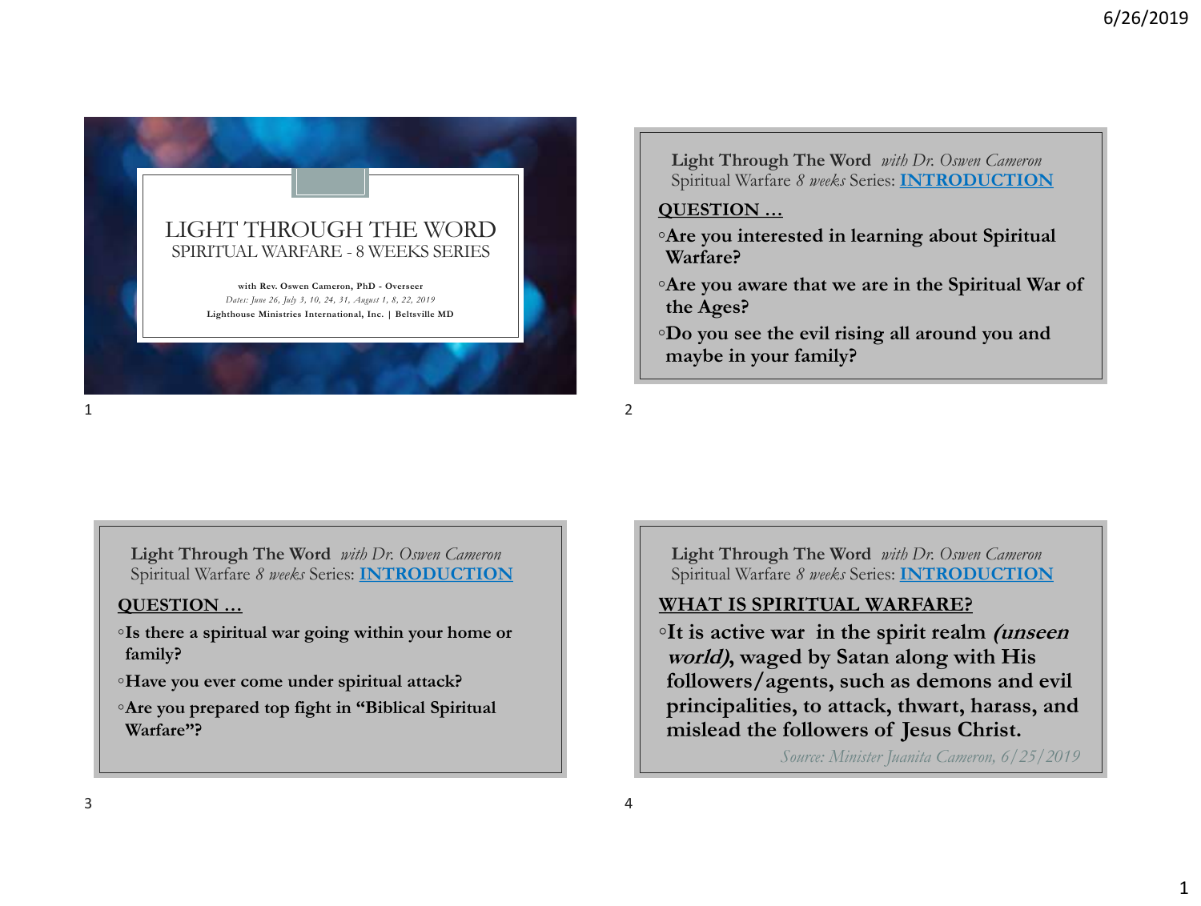# LIGHT THROUGH THE WORD

## SPIRITUAL WARFARE - 8 WEEKS SERIES

**with Rev. Oswen Cameron, PhD - Overseer**

*Dates: June 26, July 3, 10, 24, 31, August 1, 8, 22, 2019*

**Lighthouse Ministries International, Inc. | Beltsville MD**

---

**Light Through The Word** *with Dr. Oswen Cameron*
Spiritual Warfare *8 weeks* Series: **INTRODUCTION**

**QUESTION …**

- **Are you interested in learning about Spiritual Warfare?**
- **Are you aware that we are in the Spiritual War of the Ages?**
- **Do you see the evil rising all around you and maybe in your family?**

---

**Light Through The Word** *with Dr. Oswen Cameron*
Spiritual Warfare *8 weeks* Series: **INTRODUCTION**

**QUESTION …**

- **Is there a spiritual war going within your home or family?**
- **Have you ever come under spiritual attack?**
- **Are you prepared top fight in "Biblical Spiritual Warfare"?**

---

**Light Through The Word** *with Dr. Oswen Cameron*
Spiritual Warfare *8 weeks* Series: **INTRODUCTION**

**WHAT IS SPIRITUAL WARFARE?**

- **It is active war in the spirit realm *(unseen world)*, waged by Satan along with His followers/agents, such as demons and evil principalities, to attack, thwart, harass, and mislead the followers of Jesus Christ.**

*Source: Minister Juanita Cameron, 6/25/2019*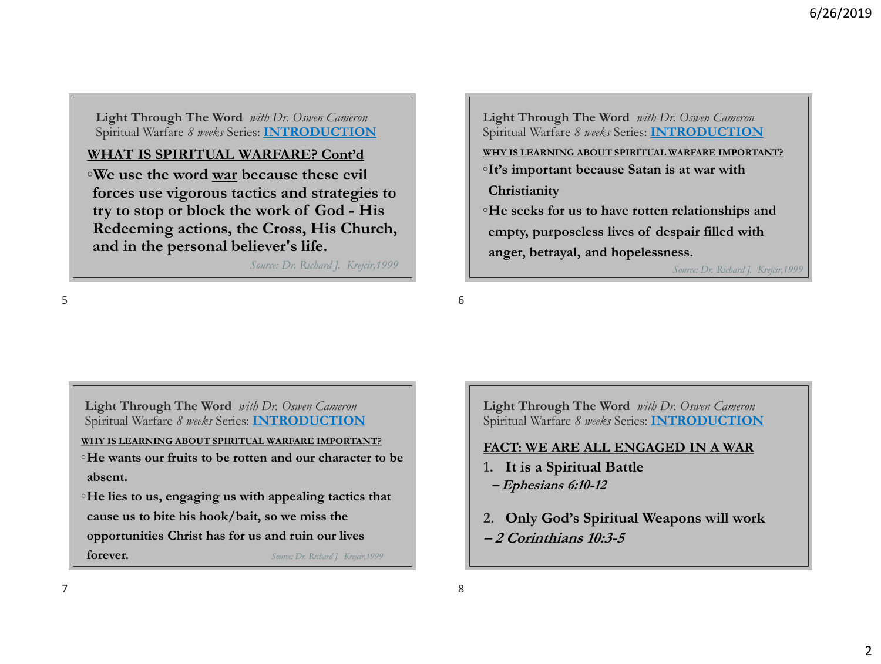**Light Through The Word** *with Dr. Oswen Cameron*
Spiritual Warfare *8 weeks* Series: **INTRODUCTION**

## WHAT IS SPIRITUAL WARFARE? Cont'd

- **We use the word war because these evil forces use vigorous tactics and strategies to try to stop or block the work of God - His Redeeming actions, the Cross, His Church, and in the personal believer's life.**

*Source: Dr. Richard J. Krejcir,1999*

**Light Through The Word** *with Dr. Oswen Cameron*
Spiritual Warfare *8 weeks* Series: **INTRODUCTION**

## WHY IS LEARNING ABOUT SPIRITUAL WARFARE IMPORTANT?

- **It's important because Satan is at war with Christianity**
- **He seeks for us to have rotten relationships and empty, purposeless lives of despair filled with anger, betrayal, and hopelessness.**

*Source: Dr. Richard J. Krejcir,1999*

**Light Through The Word** *with Dr. Oswen Cameron*
Spiritual Warfare *8 weeks* Series: **INTRODUCTION**

## WHY IS LEARNING ABOUT SPIRITUAL WARFARE IMPORTANT?

- **He wants our fruits to be rotten and our character to be absent.**
- **He lies to us, engaging us with appealing tactics that cause us to bite his hook/bait, so we miss the opportunities Christ has for us and ruin our lives forever.**

*Source: Dr. Richard J. Krejcir,1999*

**Light Through The Word** *with Dr. Oswen Cameron*
Spiritual Warfare *8 weeks* Series: **INTRODUCTION**

## FACT: WE ARE ALL ENGAGED IN A WAR

1. **It is a Spiritual Battle**
   ***– Ephesians 6:10-12***
2. **Only God's Spiritual Weapons will work**
   ***– 2 Corinthians 10:3-5***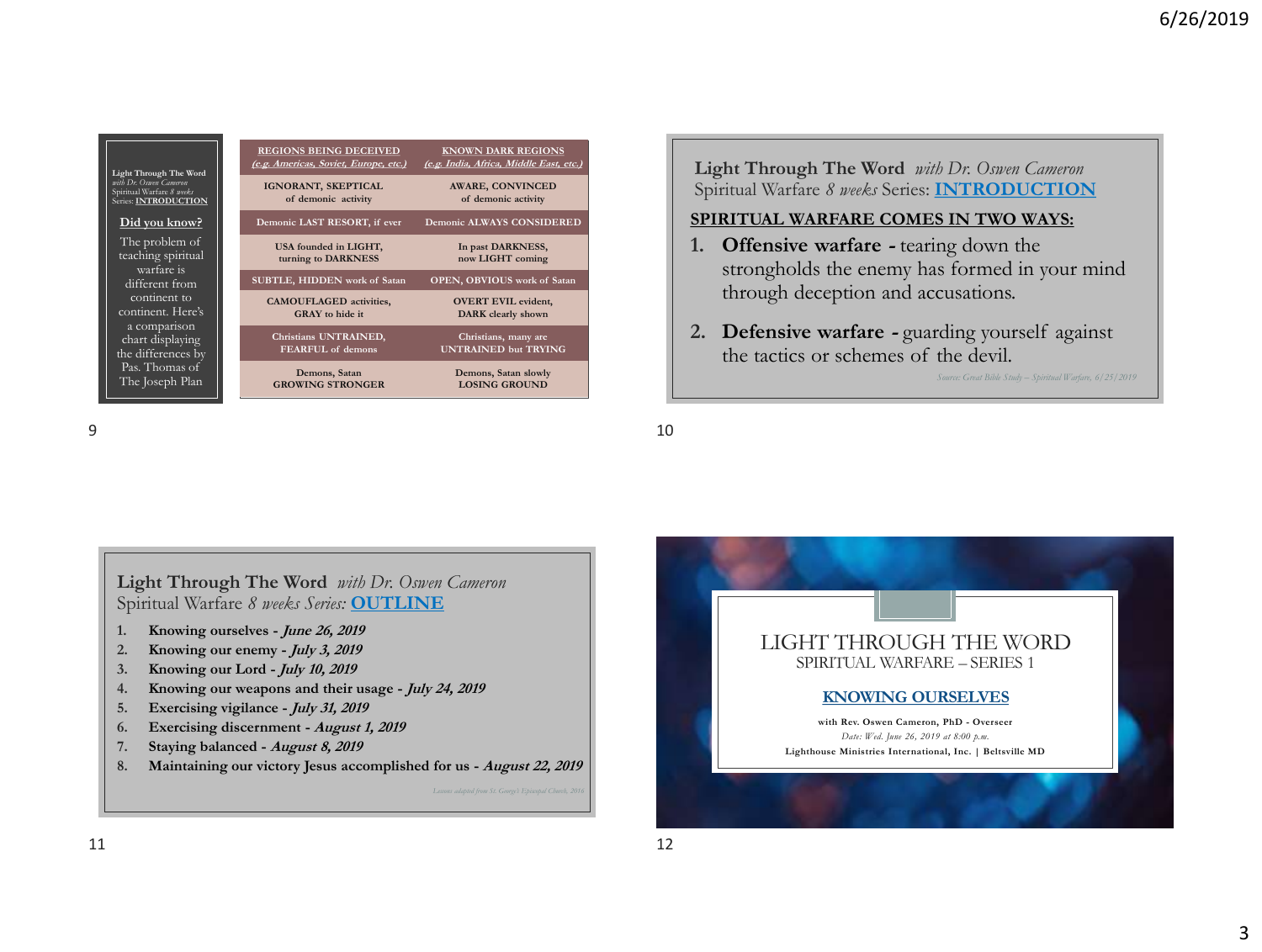**Light Through The Word**
*with Dr. Oswen Cameron*
Spiritual Warfare *8 weeks* Series: **INTRODUCTION**

**Did you know?**

The problem of teaching spiritual warfare is different from continent to continent. Here's a comparison chart displaying the differences by Pas. Thomas of The Joseph Plan

| REGIONS BEING DECEIVED *(e.g. Americas, Soviet, Europe, etc.)* | KNOWN DARK REGIONS *(e.g. India, Africa, Middle East, etc.)* |
|---|---|
| IGNORANT, SKEPTICAL of demonic activity | AWARE, CONVINCED of demonic activity |
| Demonic LAST RESORT, if ever | Demonic ALWAYS CONSIDERED |
| USA founded in LIGHT, turning to DARKNESS | In past DARKNESS, now LIGHT coming |
| SUBTLE, HIDDEN work of Satan | OPEN, OBVIOUS work of Satan |
| CAMOUFLAGED activities, GRAY to hide it | OVERT EVIL evident, DARK clearly shown |
| Christians UNTRAINED, FEARFUL of demons | Christians, many are UNTRAINED but TRYING |
| Demons, Satan GROWING STRONGER | Demons, Satan slowly LOSING GROUND |

9

**Light Through The Word** *with Dr. Oswen Cameron*
Spiritual Warfare *8 weeks* Series: **INTRODUCTION**

**SPIRITUAL WARFARE COMES IN TWO WAYS:**

1. **Offensive warfare -** tearing down the strongholds the enemy has formed in your mind through deception and accusations.
2. **Defensive warfare -** guarding yourself against the tactics or schemes of the devil.

*Source: Great Bible Study – Spiritual Warfare, 6/25/2019*

10

**Light Through The Word** *with Dr. Oswen Cameron*
Spiritual Warfare *8 weeks Series:* **OUTLINE**

1. **Knowing ourselves -** ***June 26, 2019***
2. **Knowing our enemy -** ***July 3, 2019***
3. **Knowing our Lord -** ***July 10, 2019***
4. **Knowing our weapons and their usage -** ***July 24, 2019***
5. **Exercising vigilance -** ***July 31, 2019***
6. **Exercising discernment -** ***August 1, 2019***
7. **Staying balanced -** ***August 8, 2019***
8. **Maintaining our victory Jesus accomplished for us -** ***August 22, 2019***

*Lessons adapted from St. George's Episcopal Church, 2016*

11

# LIGHT THROUGH THE WORD
## SPIRITUAL WARFARE – SERIES 1

**KNOWING OURSELVES**

**with Rev. Oswen Cameron, PhD - Overseer**
*Date: Wed. June 26, 2019 at 8:00 p.m.*
**Lighthouse Ministries International, Inc. | Beltsville MD**

12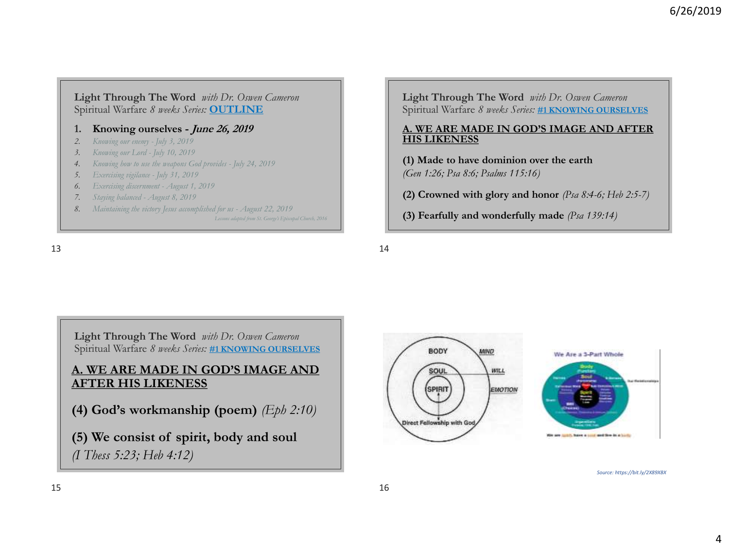**Light Through The Word** *with Dr. Oswen Cameron*
Spiritual Warfare *8 weeks Series:* **OUTLINE**

1. **Knowing ourselves -** ***June 26, 2019***
2. *Knowing our enemy - July 3, 2019*
3. *Knowing our Lord - July 10, 2019*
4. *Knowing how to use the weapons God provides - July 24, 2019*
5. *Exercising vigilance - July 31, 2019*
6. *Exercising discernment - August 1, 2019*
7. *Staying balanced - August 8, 2019*
8. *Maintaining the victory Jesus accomplished for us - August 22, 2019*

*Lessons adapted from St. George's Episcopal Church, 2016*

**Light Through The Word** *with Dr. Oswen Cameron*
Spiritual Warfare *8 weeks Series:* **#1 KNOWING OURSELVES**

**A. WE ARE MADE IN GOD'S IMAGE AND AFTER HIS LIKENESS**

**(1) Made to have dominion over the earth**
*(Gen 1:26; Psa 8:6; Psalms 115:16)*

**(2) Crowned with glory and honor** *(Psa 8:4-6; Heb 2:5-7)*

**(3) Fearfully and wonderfully made** *(Psa 139:14)*

**Light Through The Word** *with Dr. Oswen Cameron*
Spiritual Warfare *8 weeks Series:* **#1 KNOWING OURSELVES**

**A. WE ARE MADE IN GOD'S IMAGE AND AFTER HIS LIKENESS**

**(4) God's workmanship (poem)** *(Eph 2:10)*

**(5) We consist of spirit, body and soul**
*(I Thess 5:23; Heb 4:12)*

BODY — MIND
SOUL — WILL
SPIRIT — EMOTION
Direct Fellowship with God

We Are a 3-Part Whole

*Source: https://bit.ly/2X89XBX*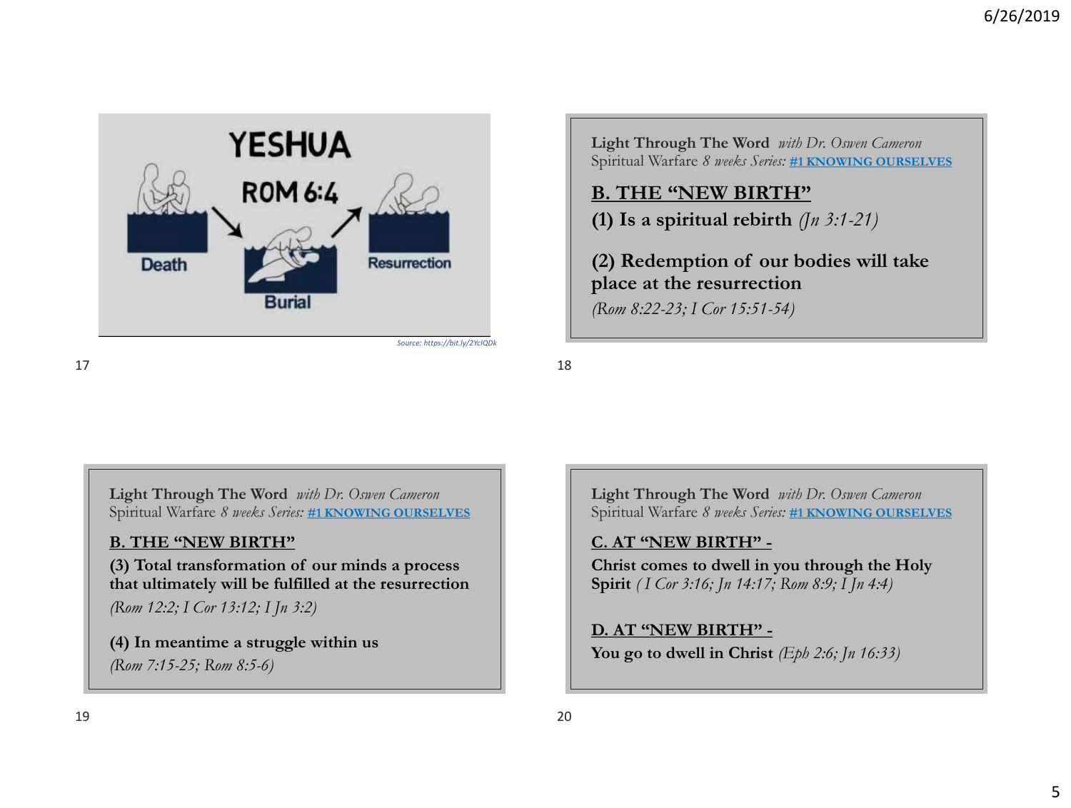YESHUA

ROM 6:4

Death

Burial

Resurrection

*Source: https://bit.ly/2YclQDk*

**Light Through The Word** *with Dr. Oswen Cameron*
Spiritual Warfare *8 weeks Series:* **#1 KNOWING OURSELVES**

**B. THE "NEW BIRTH"**

**(1) Is a spiritual rebirth** *(Jn 3:1-21)*

**(2) Redemption of our bodies will take place at the resurrection**

*(Rom 8:22-23; I Cor 15:51-54)*

**Light Through The Word** *with Dr. Oswen Cameron*
Spiritual Warfare *8 weeks Series:* **#1 KNOWING OURSELVES**

**B. THE "NEW BIRTH"**

**(3) Total transformation of our minds a process that ultimately will be fulfilled at the resurrection**

*(Rom 12:2; I Cor 13:12; I Jn 3:2)*

**(4) In meantime a struggle within us**

*(Rom 7:15-25; Rom 8:5-6)*

**Light Through The Word** *with Dr. Oswen Cameron*
Spiritual Warfare *8 weeks Series:* **#1 KNOWING OURSELVES**

**C. AT "NEW BIRTH" -**

**Christ comes to dwell in you through the Holy Spirit** *( I Cor 3:16; Jn 14:17; Rom 8:9; I Jn 4:4)*

**D. AT "NEW BIRTH" -**

**You go to dwell in Christ** *(Eph 2:6; Jn 16:33)*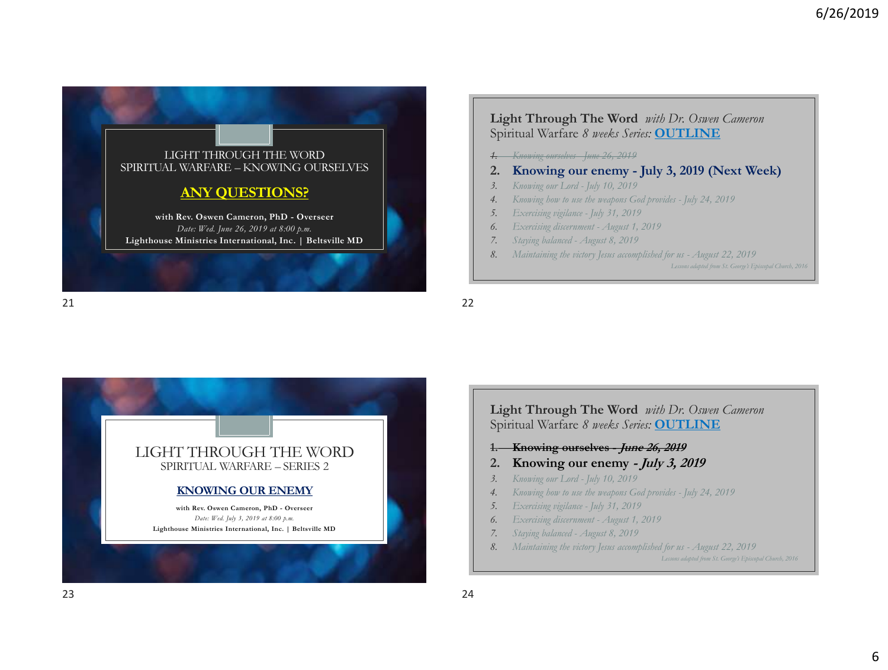LIGHT THROUGH THE WORD
SPIRITUAL WARFARE – KNOWING OURSELVES

**ANY QUESTIONS?**

**with Rev. Oswen Cameron, PhD - Overseer**
*Date: Wed. June 26, 2019 at 8:00 p.m.*
**Lighthouse Ministries International, Inc. | Beltsville MD**

**Light Through The Word** *with Dr. Oswen Cameron*
Spiritual Warfare *8 weeks Series:* **OUTLINE**

1. ~~*Knowing ourselves - June 26, 2019*~~
2. **Knowing our enemy - July 3, 2019 (Next Week)**
3. *Knowing our Lord - July 10, 2019*
4. *Knowing how to use the weapons God provides - July 24, 2019*
5. *Exercising vigilance - July 31, 2019*
6. *Exercising discernment - August 1, 2019*
7. *Staying balanced - August 8, 2019*
8. *Maintaining the victory Jesus accomplished for us - August 22, 2019*

*Lessons adapted from St. George's Episcopal Church, 2016*

LIGHT THROUGH THE WORD
SPIRITUAL WARFARE – SERIES 2

**KNOWING OUR ENEMY**

**with Rev. Oswen Cameron, PhD - Overseer**
*Date: Wed. July 3, 2019 at 8:00 p.m.*
**Lighthouse Ministries International, Inc. | Beltsville MD**

**Light Through The Word** *with Dr. Oswen Cameron*
Spiritual Warfare *8 weeks Series:* **OUTLINE**

1. ~~**Knowing ourselves - *June 26, 2019***~~
2. **Knowing our enemy - *July 3, 2019***
3. *Knowing our Lord - July 10, 2019*
4. *Knowing how to use the weapons God provides - July 24, 2019*
5. *Exercising vigilance - July 31, 2019*
6. *Exercising discernment - August 1, 2019*
7. *Staying balanced - August 8, 2019*
8. *Maintaining the victory Jesus accomplished for us - August 22, 2019*

*Lessons adapted from St. George's Episcopal Church, 2016*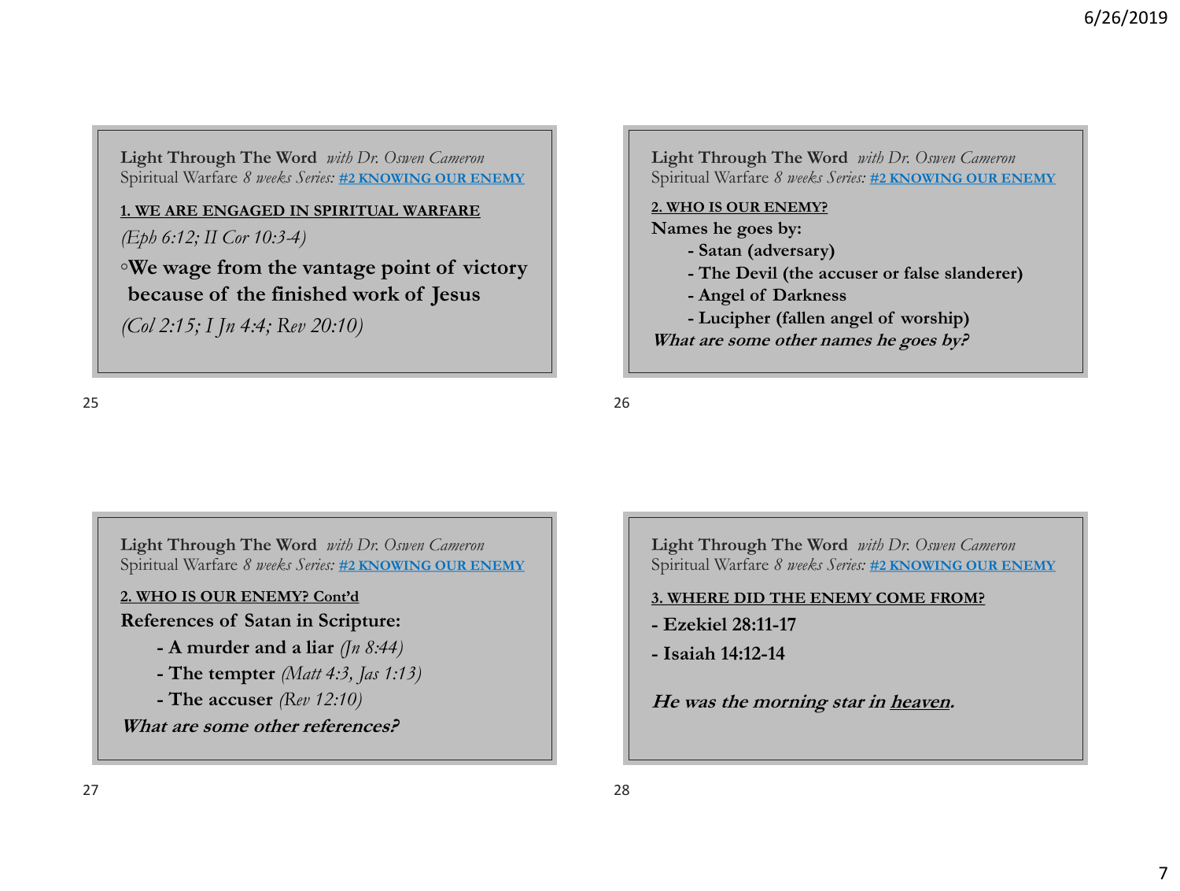**Light Through The Word** *with Dr. Oswen Cameron*
Spiritual Warfare *8 weeks Series:* **#2 KNOWING OUR ENEMY**

**1. WE ARE ENGAGED IN SPIRITUAL WARFARE**

*(Eph 6:12; II Cor 10:3-4)*

- **We wage from the vantage point of victory because of the finished work of Jesus**

*(Col 2:15; I Jn 4:4; Rev 20:10)*

---

**Light Through The Word** *with Dr. Oswen Cameron*
Spiritual Warfare *8 weeks Series:* **#2 KNOWING OUR ENEMY**

**2. WHO IS OUR ENEMY?**

**Names he goes by:**

- **Satan (adversary)**
- **The Devil (the accuser or false slanderer)**
- **Angel of Darkness**
- **Lucipher (fallen angel of worship)**

***What are some other names he goes by?***

---

**Light Through The Word** *with Dr. Oswen Cameron*
Spiritual Warfare *8 weeks Series:* **#2 KNOWING OUR ENEMY**

**2. WHO IS OUR ENEMY? Cont'd**

**References of Satan in Scripture:**

- **A murder and a liar** *(Jn 8:44)*
- **The tempter** *(Matt 4:3, Jas 1:13)*
- **The accuser** *(Rev 12:10)*

***What are some other references?***

---

**Light Through The Word** *with Dr. Oswen Cameron*
Spiritual Warfare *8 weeks Series:* **#2 KNOWING OUR ENEMY**

**3. WHERE DID THE ENEMY COME FROM?**

- **Ezekiel 28:11-17**
- **Isaiah 14:12-14**

***He was the morning star in heaven.***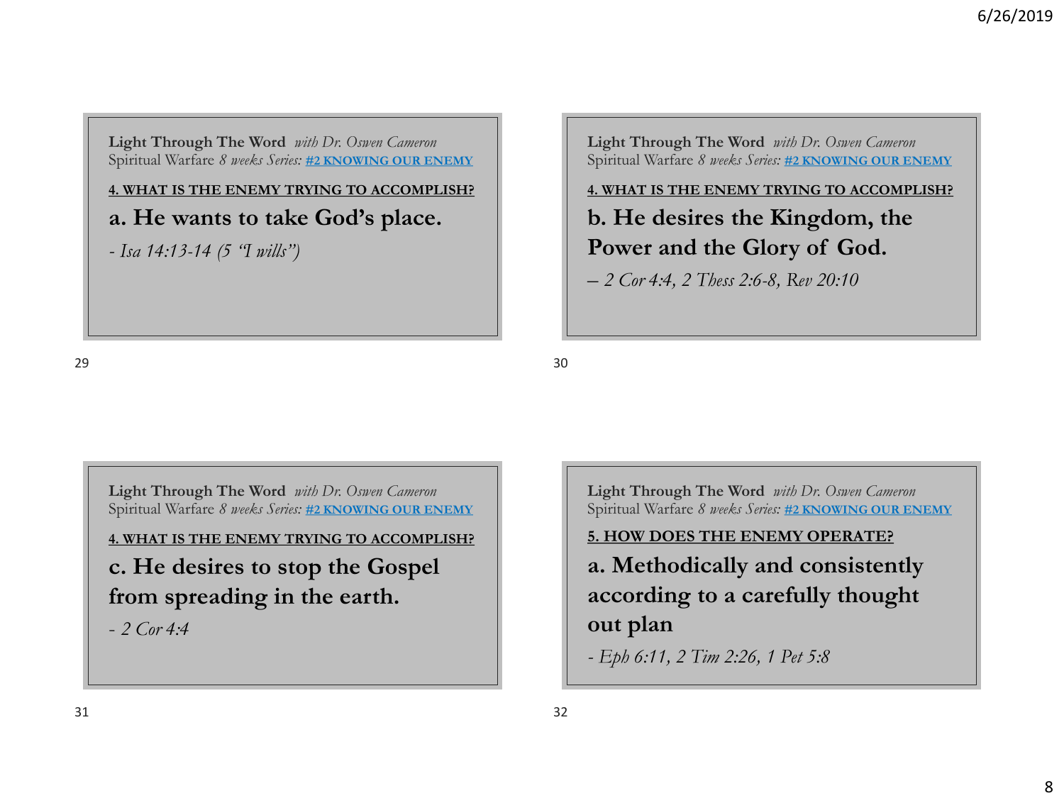**Light Through The Word** *with Dr. Oswen Cameron*
Spiritual Warfare *8 weeks Series:* **#2 KNOWING OUR ENEMY**

**4. WHAT IS THE ENEMY TRYING TO ACCOMPLISH?**

## a. He wants to take God's place.

*- Isa 14:13-14 (5 "I wills")*

---

**Light Through The Word** *with Dr. Oswen Cameron*
Spiritual Warfare *8 weeks Series:* **#2 KNOWING OUR ENEMY**

**4. WHAT IS THE ENEMY TRYING TO ACCOMPLISH?**

## b. He desires the Kingdom, the Power and the Glory of God.

*– 2 Cor 4:4, 2 Thess 2:6-8, Rev 20:10*

---

**Light Through The Word** *with Dr. Oswen Cameron*
Spiritual Warfare *8 weeks Series:* **#2 KNOWING OUR ENEMY**

**4. WHAT IS THE ENEMY TRYING TO ACCOMPLISH?**

## c. He desires to stop the Gospel from spreading in the earth.

*- 2 Cor 4:4*

---

**Light Through The Word** *with Dr. Oswen Cameron*
Spiritual Warfare *8 weeks Series:* **#2 KNOWING OUR ENEMY**

**5. HOW DOES THE ENEMY OPERATE?**

## a. Methodically and consistently according to a carefully thought out plan

*- Eph 6:11, 2 Tim 2:26, 1 Pet 5:8*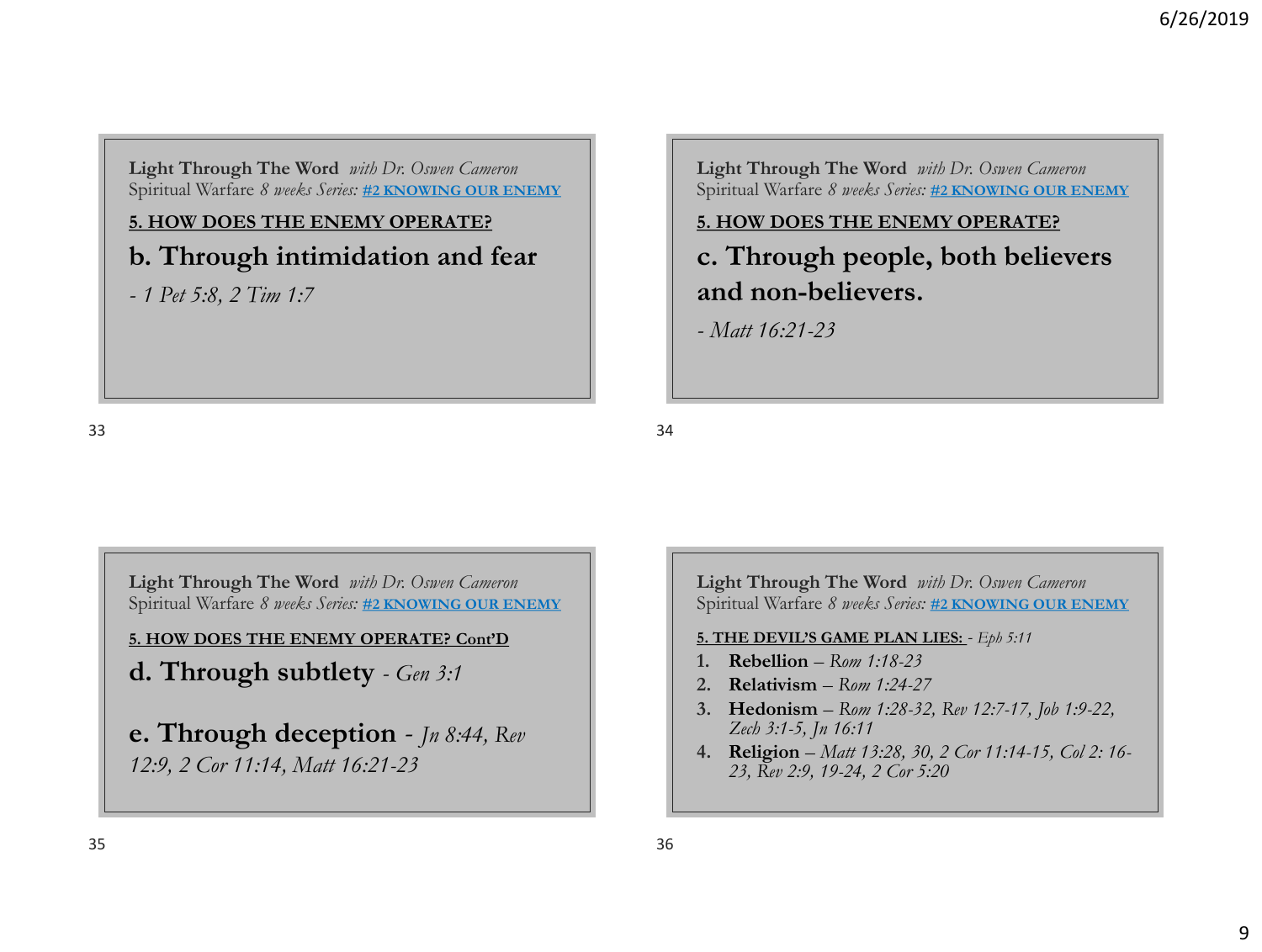**Light Through The Word** *with Dr. Oswen Cameron*
Spiritual Warfare *8 weeks Series:* **#2 KNOWING OUR ENEMY**

**5. HOW DOES THE ENEMY OPERATE?**

## b. Through intimidation and fear

*- 1 Pet 5:8, 2 Tim 1:7*

---

**Light Through The Word** *with Dr. Oswen Cameron*
Spiritual Warfare *8 weeks Series:* **#2 KNOWING OUR ENEMY**

**5. HOW DOES THE ENEMY OPERATE?**

## c. Through people, both believers and non-believers.

*- Matt 16:21-23*

---

**Light Through The Word** *with Dr. Oswen Cameron*
Spiritual Warfare *8 weeks Series:* **#2 KNOWING OUR ENEMY**

**5. HOW DOES THE ENEMY OPERATE? Cont'D**

## d. Through subtlety *- Gen 3:1*

## e. Through deception - *Jn 8:44, Rev 12:9, 2 Cor 11:14, Matt 16:21-23*

---

**Light Through The Word** *with Dr. Oswen Cameron*
Spiritual Warfare *8 weeks Series:* **#2 KNOWING OUR ENEMY**

**5. THE DEVIL'S GAME PLAN LIES:** - *Eph 5:11*

1. **Rebellion** – *Rom 1:18-23*
2. **Relativism** – *Rom 1:24-27*
3. **Hedonism** – *Rom 1:28-32, Rev 12:7-17, Job 1:9-22, Zech 3:1-5, Jn 16:11*
4. **Religion** – *Matt 13:28, 30, 2 Cor 11:14-15, Col 2: 16-23, Rev 2:9, 19-24, 2 Cor 5:20*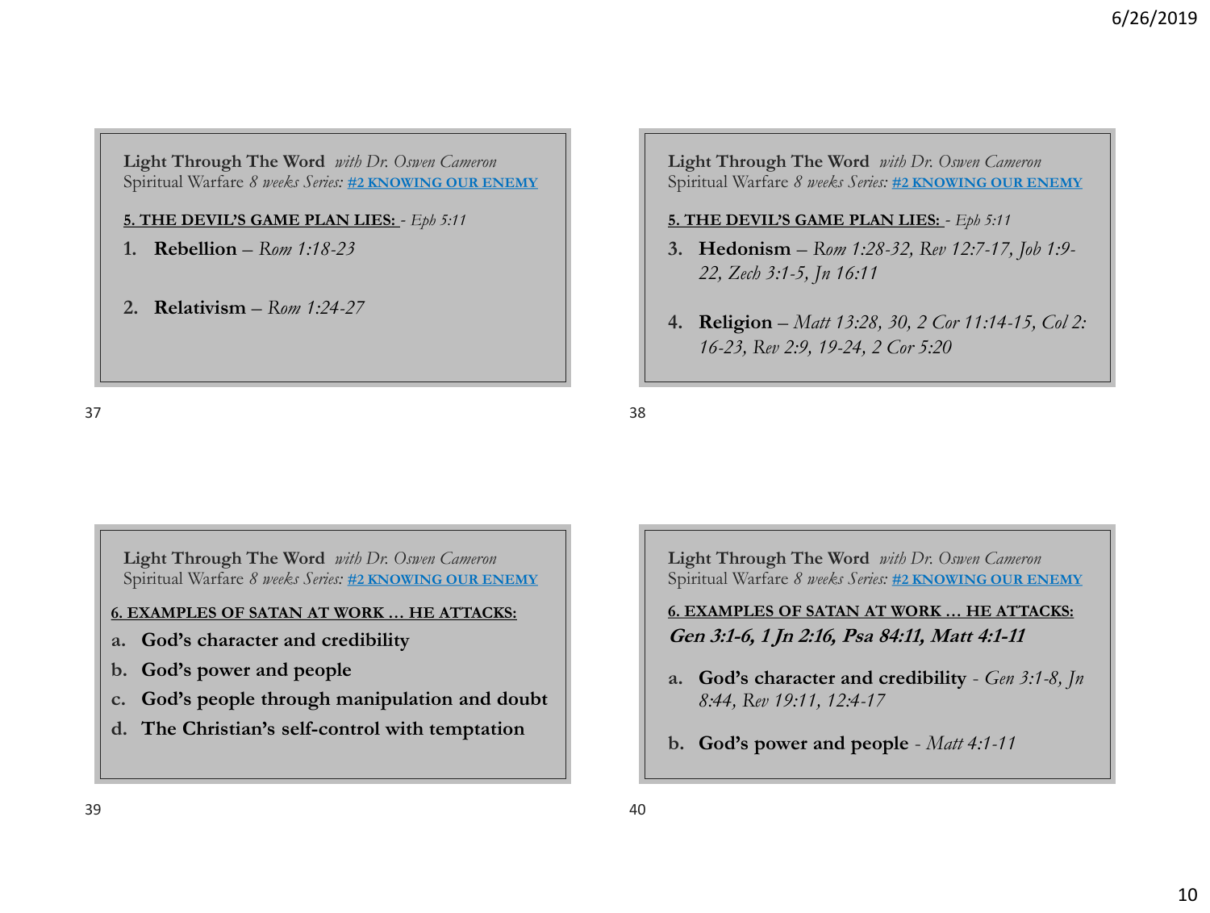**Light Through The Word** *with Dr. Oswen Cameron*
Spiritual Warfare *8 weeks Series:* **#2 KNOWING OUR ENEMY**

**5. THE DEVIL'S GAME PLAN LIES:** - *Eph 5:11*

1. **Rebellion** – *Rom 1:18-23*
2. **Relativism** – *Rom 1:24-27*

---

**Light Through The Word** *with Dr. Oswen Cameron*
Spiritual Warfare *8 weeks Series:* **#2 KNOWING OUR ENEMY**

**5. THE DEVIL'S GAME PLAN LIES:** - *Eph 5:11*

3. **Hedonism** – *Rom 1:28-32, Rev 12:7-17, Job 1:9-22, Zech 3:1-5, Jn 16:11*
4. **Religion** – *Matt 13:28, 30, 2 Cor 11:14-15, Col 2: 16-23, Rev 2:9, 19-24, 2 Cor 5:20*

---

**Light Through The Word** *with Dr. Oswen Cameron*
Spiritual Warfare *8 weeks Series:* **#2 KNOWING OUR ENEMY**

**6. EXAMPLES OF SATAN AT WORK … HE ATTACKS:**

a. **God's character and credibility**
b. **God's power and people**
c. **God's people through manipulation and doubt**
d. **The Christian's self-control with temptation**

---

**Light Through The Word** *with Dr. Oswen Cameron*
Spiritual Warfare *8 weeks Series:* **#2 KNOWING OUR ENEMY**

**6. EXAMPLES OF SATAN AT WORK … HE ATTACKS:**
***Gen 3:1-6, 1 Jn 2:16, Psa 84:11, Matt 4:1-11***

a. **God's character and credibility** - *Gen 3:1-8, Jn 8:44, Rev 19:11, 12:4-17*
b. **God's power and people** - *Matt 4:1-11*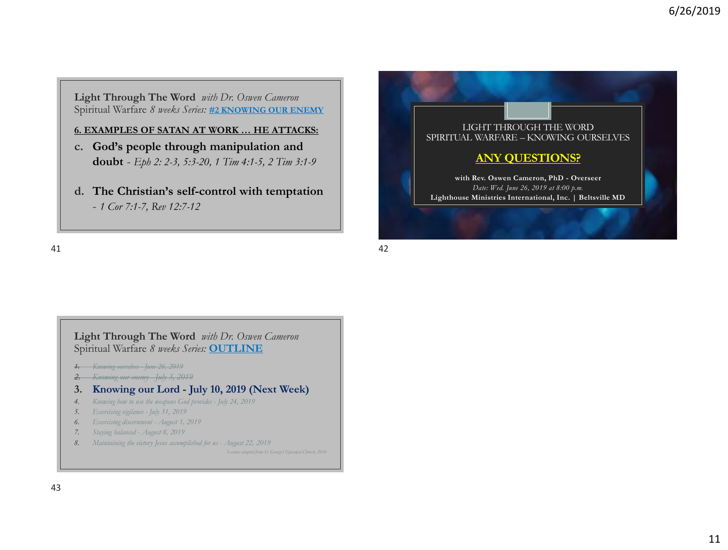**Light Through The Word** *with Dr. Oswen Cameron*
Spiritual Warfare *8 weeks Series:* **#2 KNOWING OUR ENEMY**

**6. EXAMPLES OF SATAN AT WORK … HE ATTACKS:**

c. **God's people through manipulation and doubt** - *Eph 2: 2-3, 5:3-20, 1 Tim 4:1-5, 2 Tim 3:1-9*

d. **The Christian's self-control with temptation** - *1 Cor 7:1-7, Rev 12:7-12*

---

LIGHT THROUGH THE WORD
SPIRITUAL WARFARE – KNOWING OURSELVES

**ANY QUESTIONS?**

**with Rev. Oswen Cameron, PhD - Overseer**
*Date: Wed. June 26, 2019 at 8:00 p.m.*
**Lighthouse Ministries International, Inc. | Beltsville MD**

---

**Light Through The Word** *with Dr. Oswen Cameron*
Spiritual Warfare *8 weeks Series:* **OUTLINE**

1. ~~*Knowing ourselves - June 26, 2019*~~
2. ~~*Knowing our enemy - July 3, 2019*~~
3. **Knowing our Lord - July 10, 2019 (Next Week)**
4. *Knowing how to use the weapons God provides - July 24, 2019*
5. *Exercising vigilance - July 31, 2019*
6. *Exercising discernment - August 1, 2019*
7. *Staying balanced - August 8, 2019*
8. *Maintaining the victory Jesus accomplished for us - August 22, 2019*

*Lessons adapted from St. George's Episcopal Church, 2016*